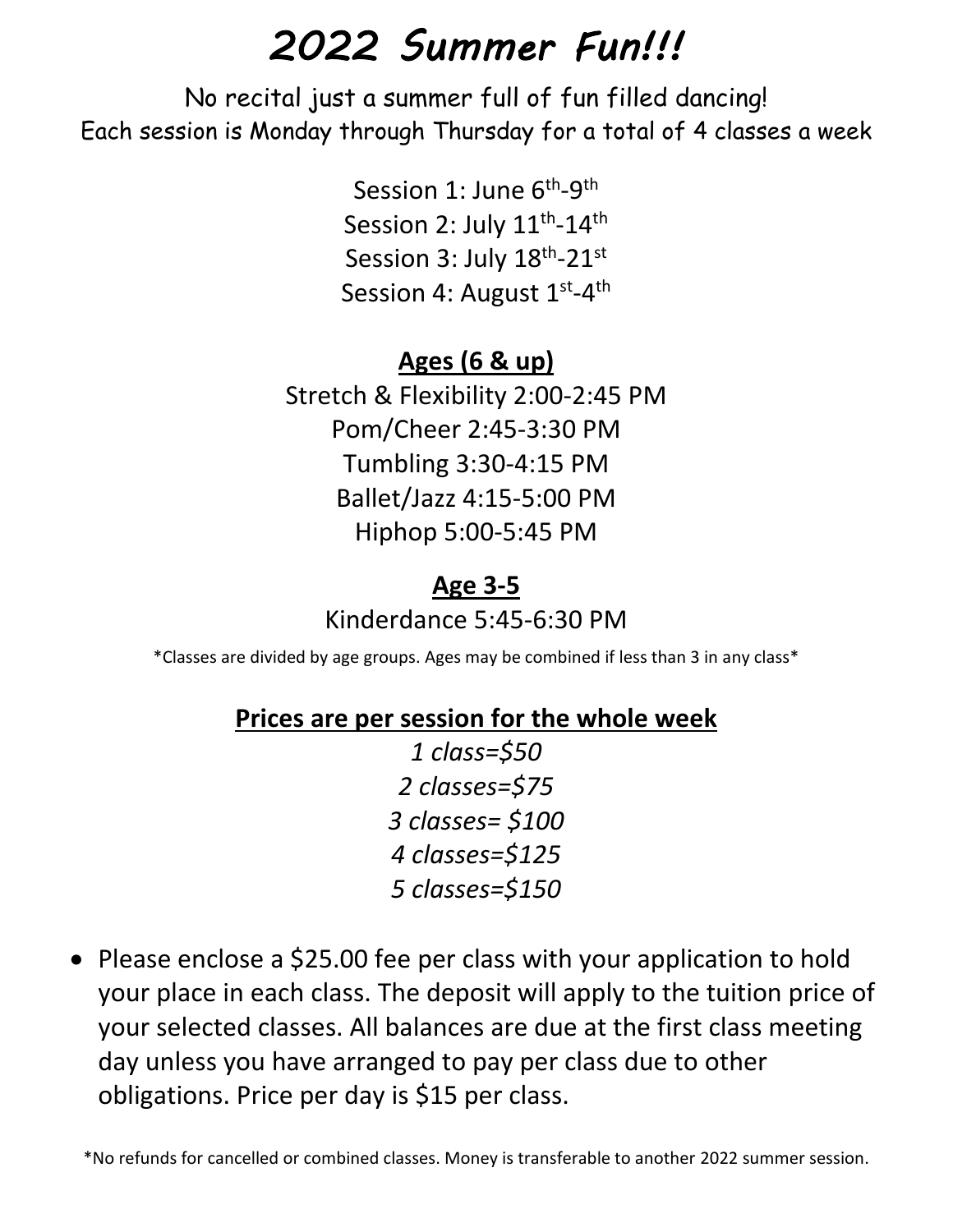# 2022 Summer Fun!!!

No recital just a summer full of fun filled dancing!
Each session is Monday through Thursday for a total of 4 classes a week

Session 1: June 6th-9th
Session 2: July 11th-14th
Session 3: July 18th-21st
Session 4: August 1st-4th

**Ages (6 & up)**

Stretch & Flexibility 2:00-2:45 PM
Pom/Cheer 2:45-3:30 PM
Tumbling 3:30-4:15 PM
Ballet/Jazz 4:15-5:00 PM
Hiphop 5:00-5:45 PM

**Age 3-5**

Kinderdance 5:45-6:30 PM

*Classes are divided by age groups. Ages may be combined if less than 3 in any class*

**Prices are per session for the whole week**

*1 class=$50*
*2 classes=$75*
*3 classes= $100*
*4 classes=$125*
*5 classes=$150*

- Please enclose a $25.00 fee per class with your application to hold your place in each class. The deposit will apply to the tuition price of your selected classes. All balances are due at the first class meeting day unless you have arranged to pay per class due to other obligations. Price per day is $15 per class.

*No refunds for cancelled or combined classes. Money is transferable to another 2022 summer session.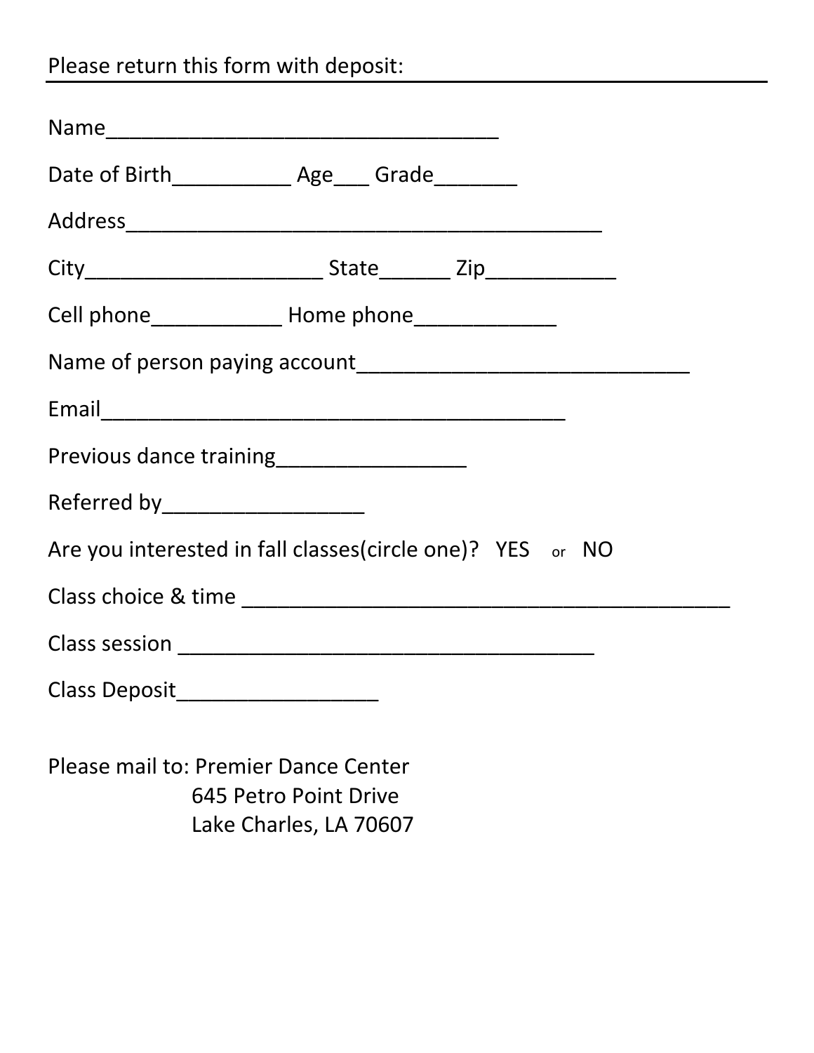Please return this form with deposit:

---

Name__________________________________

Date of Birth__________ Age___ Grade_______

Address_________________________________________

City____________________ State______ Zip___________

Cell phone___________ Home phone____________

Name of person paying account_____________________________

Email________________________________________

Previous dance training________________

Referred by_________________

Are you interested in fall classes(circle one)? YES or NO

Class choice & time __________________________________________

Class session ____________________________________

Class Deposit_________________

Please mail to: Premier Dance Center
645 Petro Point Drive
Lake Charles, LA 70607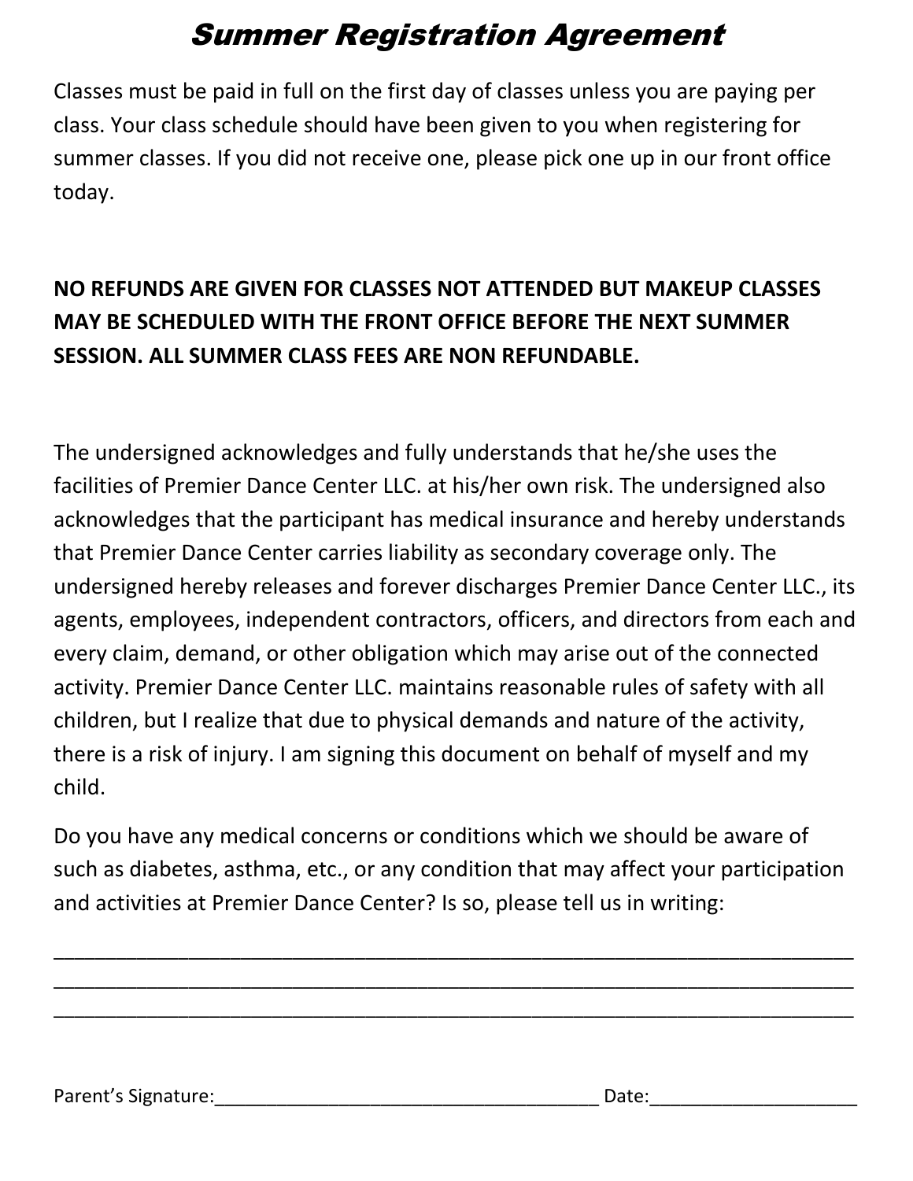# *Summer Registration Agreement*

Classes must be paid in full on the first day of classes unless you are paying per class. Your class schedule should have been given to you when registering for summer classes. If you did not receive one, please pick one up in our front office today.

**NO REFUNDS ARE GIVEN FOR CLASSES NOT ATTENDED BUT MAKEUP CLASSES MAY BE SCHEDULED WITH THE FRONT OFFICE BEFORE THE NEXT SUMMER SESSION. ALL SUMMER CLASS FEES ARE NON REFUNDABLE.**

The undersigned acknowledges and fully understands that he/she uses the facilities of Premier Dance Center LLC. at his/her own risk. The undersigned also acknowledges that the participant has medical insurance and hereby understands that Premier Dance Center carries liability as secondary coverage only. The undersigned hereby releases and forever discharges Premier Dance Center LLC., its agents, employees, independent contractors, officers, and directors from each and every claim, demand, or other obligation which may arise out of the connected activity. Premier Dance Center LLC. maintains reasonable rules of safety with all children, but I realize that due to physical demands and nature of the activity, there is a risk of injury. I am signing this document on behalf of myself and my child.

Do you have any medical concerns or conditions which we should be aware of such as diabetes, asthma, etc., or any condition that may affect your participation and activities at Premier Dance Center? Is so, please tell us in writing:

_______________________________________________________________________

_______________________________________________________________________

_______________________________________________________________________

Parent's Signature:___________________________________ Date:____________________